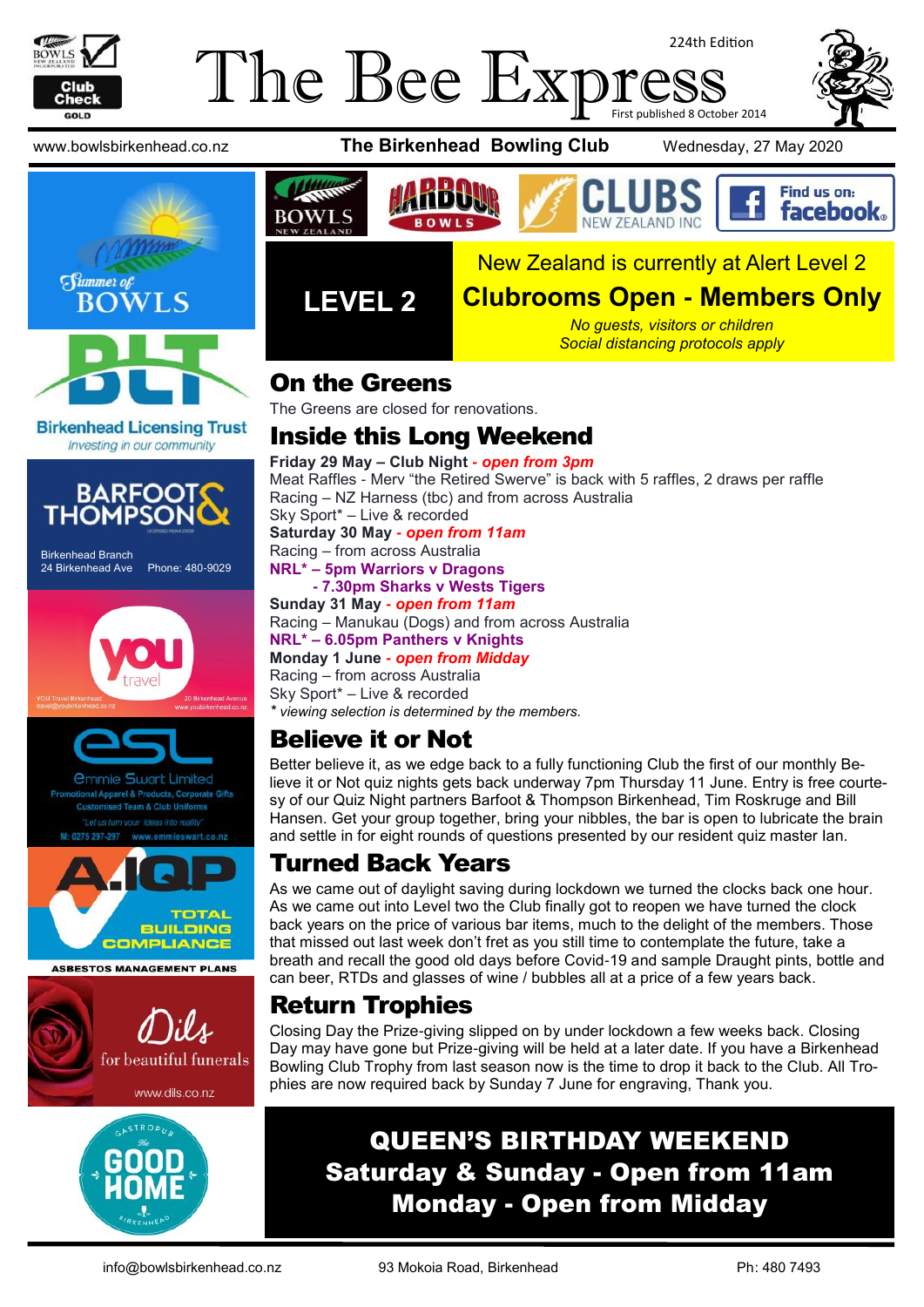# The Bee Express

224th Edition

First published 8 October 2014

www.bowlsbirkenhead.co.nz | **The Birkenhead Bowling Club** | Wednesday, 27 May 2020

**LEVEL 2**

New Zealand is currently at Alert Level 2

**Clubrooms Open - Members Only**

*No guests, visitors or children*
*Social distancing protocols apply*

## On the Greens

The Greens are closed for renovations.

## Inside this Long Weekend

**Friday 29 May – Club Night** - ***open from 3pm***
Meat Raffles - Merv "the Retired Swerve" is back with 5 raffles, 2 draws per raffle
Racing – NZ Harness (tbc) and from across Australia
Sky Sport* – Live & recorded

**Saturday 30 May** - ***open from 11am***
Racing – from across Australia
**NRL* – 5pm Warriors v Dragons**
**- 7.30pm Sharks v Wests Tigers**

**Sunday 31 May** - ***open from 11am***
Racing – Manukau (Dogs) and from across Australia
**NRL* – 6.05pm Panthers v Knights**

**Monday 1 June** - ***open from Midday***
Racing – from across Australia
Sky Sport* – Live & recorded

*\* viewing selection is determined by the members.*

## Believe it or Not

Better believe it, as we edge back to a fully functioning Club the first of our monthly Believe it or Not quiz nights gets back underway 7pm Thursday 11 June. Entry is free courtesy of our Quiz Night partners Barfoot & Thompson Birkenhead, Tim Roskruge and Bill Hansen. Get your group together, bring your nibbles, the bar is open to lubricate the brain and settle in for eight rounds of questions presented by our resident quiz master Ian.

## Turned Back Years

As we came out of daylight saving during lockdown we turned the clocks back one hour. As we came out into Level two the Club finally got to reopen we have turned the clock back years on the price of various bar items, much to the delight of the members. Those that missed out last week don't fret as you still time to contemplate the future, take a breath and recall the good old days before Covid-19 and sample Draught pints, bottle and can beer, RTDs and glasses of wine / bubbles all at a price of a few years back.

## Return Trophies

Closing Day the Prize-giving slipped on by under lockdown a few weeks back. Closing Day may have gone but Prize-giving will be held at a later date. If you have a Birkenhead Bowling Club Trophy from last season now is the time to drop it back to the Club. All Trophies are now required back by Sunday 7 June for engraving, Thank you.

**QUEEN'S BIRTHDAY WEEKEND**
**Saturday & Sunday - Open from 11am**
**Monday - Open from Midday**

Birkenhead Licensing Trust — *Investing in our community*

Barfoot & Thompson — Birkenhead Branch, 24 Birkenhead Ave, Phone: 480-9029

You Travel Birkenhead — travel@youbirkenhead.co.nz — 20 Birkenhead Avenue — www.youbirkenhead.co.nz

Emmie Swart Limited — Promotional Apparel & Products, Corporate Gifts, Customised Team & Club Uniforms — "Let us turn your ideas into reality" — M: 0275 297-297 www.emmieswart.co.nz

A.IQP — Total Building Compliance — Asbestos Management Plans

Dils — for beautiful funerals — www.dils.co.nz

The Good Home — Gastropub — Birkenhead

info@bowlsbirkenhead.co.nz | 93 Mokoia Road, Birkenhead | Ph: 480 7493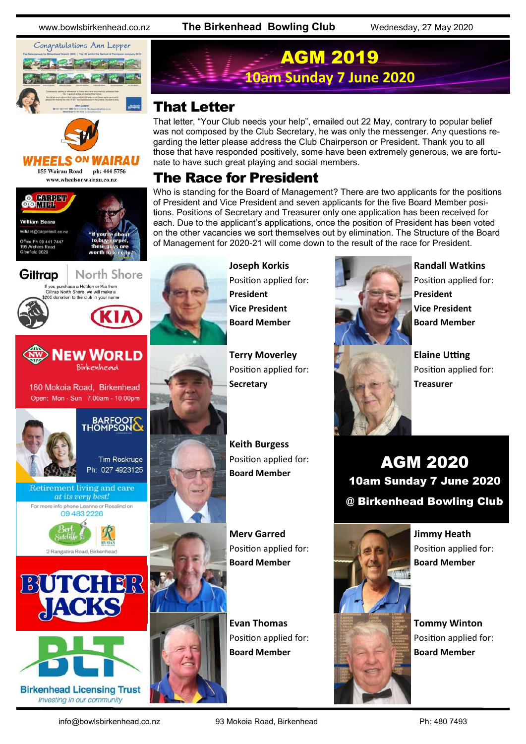# AGM 2019

**10am Sunday 7 June 2020**

## That Letter

That letter, "Your Club needs your help", emailed out 22 May, contrary to popular belief was not composed by the Club Secretary, he was only the messenger. Any questions regarding the letter please address the Club Chairperson or President. Thank you to all those that have responded positively, some have been extremely generous, we are fortunate to have such great playing and social members.

## The Race for President

Who is standing for the Board of Management? There are two applicants for the positions of President and Vice President and seven applicants for the five Board Member positions. Positions of Secretary and Treasurer only one application has been received for each. Due to the applicant's applications, once the position of President has been voted on the other vacancies we sort themselves out by elimination. The Structure of the Board of Management for 2020-21 will come down to the result of the race for President.

**Joseph Korkis**
Position applied for:
**President**
**Vice President**
**Board Member**

**Terry Moverley**
Position applied for:
**Secretary**

**Keith Burgess**
Position applied for:
**Board Member**

**Merv Garred**
Position applied for:
**Board Member**

**Evan Thomas**
Position applied for:
**Board Member**

**Randall Watkins**
Position applied for:
**President**
**Vice President**
**Board Member**

**Elaine Utting**
Position applied for:
**Treasurer**

## AGM 2020

**10am Sunday 7 June 2020**

**@ Birkenhead Bowling Club**

**Jimmy Heath**
Position applied for:
**Board Member**

**Tommy Winton**
Position applied for:
**Board Member**

Congratulations Ann Lepper

WHEELS ON WAIRAU
155 Wairau Road ph: 444 5756
www.wheelsonwairau.co.nz

CARPET MILL
William Beare
william@carpetmill.co.nz
Office Ph 09 441 7447
195 Archers Road
Glenfield 0629
"If you're about to buy carpet, these guys are worth talking to."

Giltrap North Shore
If you purchase a Holden or Kia from Giltrap North Shore, we will make a $200 donation to the club in your name

NEW WORLD Birkenhead
180 Mokoia Road, Birkenhead
Open: Mon - Sun 7.00am - 10.00pm

BARFOOT & THOMPSON
Tim Roskruge
Ph: 027 4923125

Retirement living and care at its very best!
For more info phone Leanne or Rosalind on 09 483 2226
Bert Sutcliffe
2 Rangatira Road, Birkenhead

BUTCHER JACKS

BLT
Birkenhead Licensing Trust
Investing in our community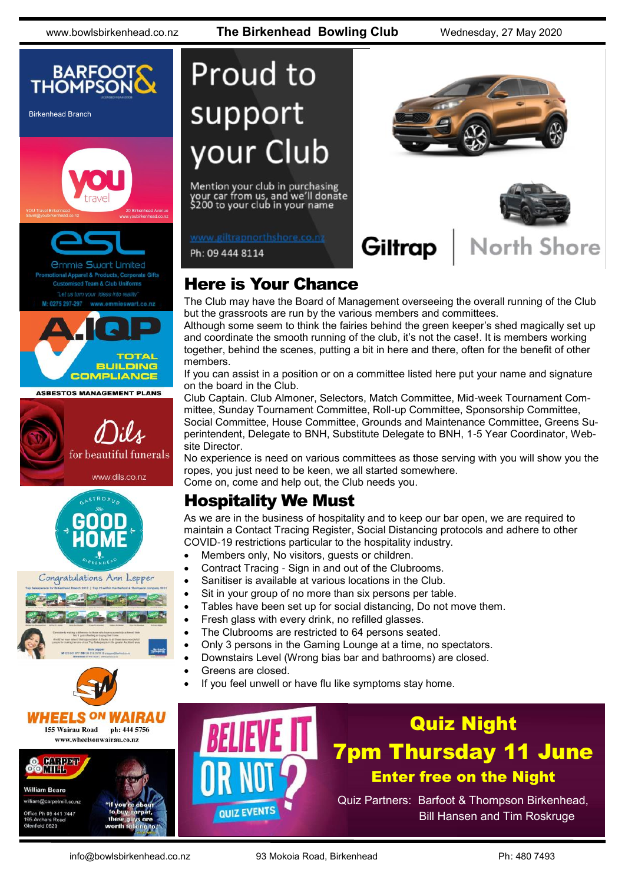## Here is Your Chance

The Club may have the Board of Management overseeing the overall running of the Club but the grassroots are run by the various members and committees.

Although some seem to think the fairies behind the green keeper's shed magically set up and coordinate the smooth running of the club, it's not the case!. It is members working together, behind the scenes, putting a bit in here and there, often for the benefit of other members.

If you can assist in a position or on a committee listed here put your name and signature on the board in the Club.

Club Captain. Club Almoner, Selectors, Match Committee, Mid-week Tournament Committee, Sunday Tournament Committee, Roll-up Committee, Sponsorship Committee, Social Committee, House Committee, Grounds and Maintenance Committee, Greens Superintendent, Delegate to BNH, Substitute Delegate to BNH, 1-5 Year Coordinator, Website Director.

No experience is need on various committees as those serving with you will show you the ropes, you just need to be keen, we all started somewhere.

Come on, come and help out, the Club needs you.

## Hospitality We Must

As we are in the business of hospitality and to keep our bar open, we are required to maintain a Contact Tracing Register, Social Distancing protocols and adhere to other COVID-19 restrictions particular to the hospitality industry.

- Members only, No visitors, guests or children.
- Contract Tracing - Sign in and out of the Clubrooms.
- Sanitiser is available at various locations in the Club.
- Sit in your group of no more than six persons per table.
- Tables have been set up for social distancing, Do not move them.
- Fresh glass with every drink, no refilled glasses.
- The Clubrooms are restricted to 64 persons seated.
- Only 3 persons in the Gaming Lounge at a time, no spectators.
- Downstairs Level (Wrong bias bar and bathrooms) are closed.
- Greens are closed.
- If you feel unwell or have flu like symptoms stay home.

Proud to support your Club

Mention your club in purchasing your car from us, and we'll donate $200 to your club in your name

www.giltrapnorthshore.co.nz

Ph: 09 444 8114

Giltrap North Shore

**Quiz Night**

**7pm Thursday 11 June**

**Enter free on the Night**

Quiz Partners: Barfoot & Thompson Birkenhead, Bill Hansen and Tim Roskruge

BELIEVE IT OR NOT? QUIZ EVENTS

BARFOOT & THOMPSON Birkenhead Branch

YOU travel — YOU Travel Birkenhead, travel@youbirkenhead.co.nz, 20 Birkenhead Avenue, www.youbirkenhead.co.nz

ESL Emmie Swart Limited — Promotional Apparel & Products, Corporate Gifts, Customised Team & Club Uniforms. "Let us turn your ideas into reality" M: 0275 297-297 www.emmieswart.co.nz

A.IQP TOTAL BUILDING COMPLIANCE — ASBESTOS MANAGEMENT PLANS

Dils for beautiful funerals — www.dils.co.nz

Gastropub The Good Home Birkenhead

Congratulations Ann Lepper

WHEELS ON WAIRAU — 155 Wairau Road ph: 444 5756 www.wheelsonwairau.co.nz

CARPET MILL — William Beare, william@carpetmill.co.nz, Office Ph 09 441 7447, 195 Archers Road, Glenfield 0629. "If you're about to buy carpet, these guys are worth talking to."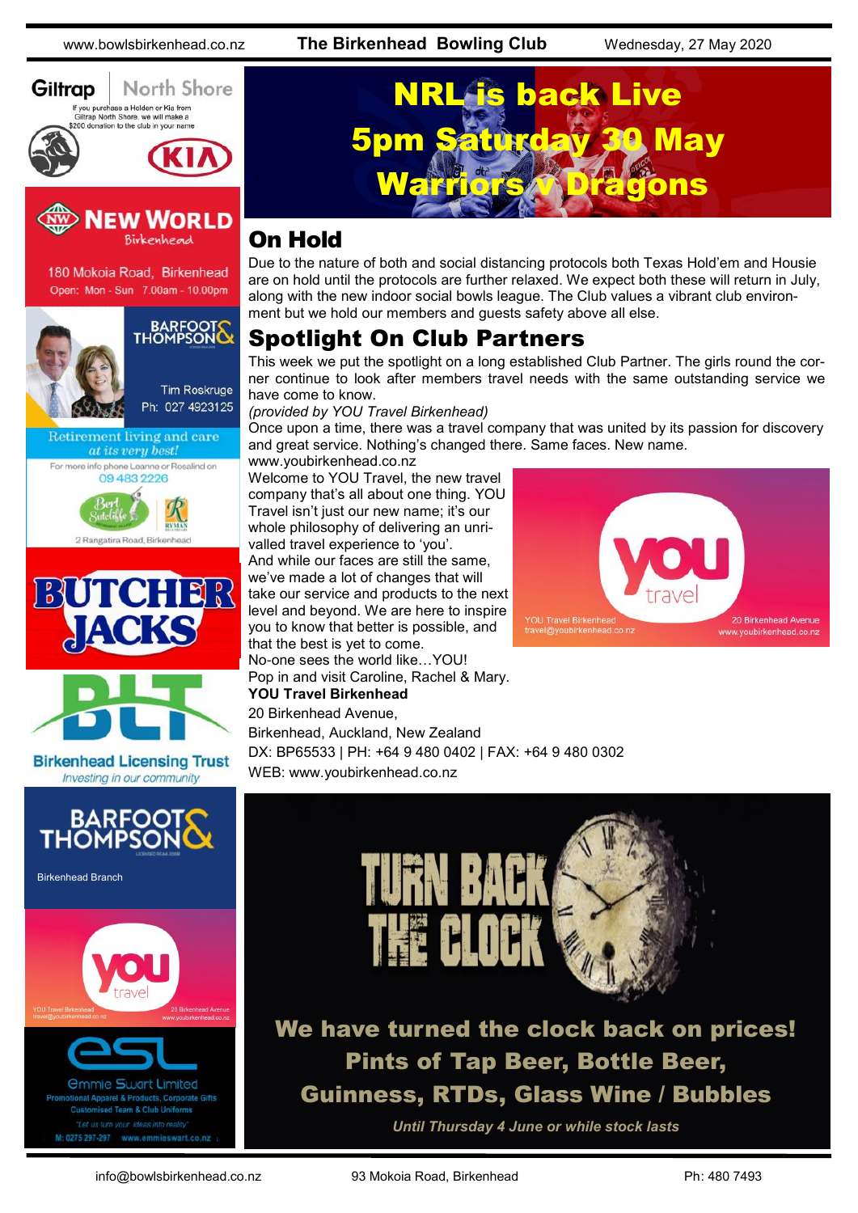# NRL is back Live

# 5pm Saturday 30 May

# Warriors v Dragons

## On Hold

Due to the nature of both and social distancing protocols both Texas Hold'em and Housie are on hold until the protocols are further relaxed. We expect both these will return in July, along with the new indoor social bowls league. The Club values a vibrant club environment but we hold our members and guests safety above all else.

## Spotlight On Club Partners

This week we put the spotlight on a long established Club Partner. The girls round the corner continue to look after members travel needs with the same outstanding service we have come to know.

*(provided by YOU Travel Birkenhead)*

Once upon a time, there was a travel company that was united by its passion for discovery and great service. Nothing's changed there. Same faces. New name.

www.youbirkenhead.co.nz

Welcome to YOU Travel, the new travel company that's all about one thing. YOU Travel isn't just our new name; it's our whole philosophy of delivering an unrivalled travel experience to 'you'.

And while our faces are still the same, we've made a lot of changes that will take our service and products to the next level and beyond. We are here to inspire you to know that better is possible, and that the best is yet to come.

No-one sees the world like…YOU!

Pop in and visit Caroline, Rachel & Mary.

**YOU Travel Birkenhead**

20 Birkenhead Avenue,

Birkenhead, Auckland, New Zealand

DX: BP65533 | PH: +64 9 480 0402 | FAX: +64 9 480 0302

WEB: www.youbirkenhead.co.nz

YOU Travel Birkenhead
travel@youbirkenhead.co.nz
20 Birkenhead Avenue
www.youbirkenhead.co.nz

## TURN BACK THE CLOCK

**We have turned the clock back on prices!**
**Pints of Tap Beer, Bottle Beer,**
**Guinness, RTDs, Glass Wine / Bubbles**

***Until Thursday 4 June or while stock lasts***

Giltrap North Shore
If you purchase a Holden or Kia from Giltrap North Shore, we will make a $200 donation to the club in your name

NEW WORLD Birkenhead
180 Mokoia Road, Birkenhead
Open: Mon - Sun 7.00am - 10.00pm

BARFOOT & THOMPSON
Tim Roskruge
Ph: 027 4923125

Retirement living and care *at its very best!*
For more info phone Leanne or Rosalind on 09 483 2226
Bert Sutcliffe — RYMAN
2 Rangatira Road, Birkenhead

BUTCHER JACKS

BLT
Birkenhead Licensing Trust
*Investing in our community*

BARFOOT & THOMPSON
Birkenhead Branch

you travel
YOU Travel Birkenhead
travel@youbirkenhead.co.nz
20 Birkenhead Avenue
www.youbirkenhead.co.nz

esl
Emmie Swart Limited
Promotional Apparel & Products, Corporate Gifts
Customised Team & Club Uniforms
"Let us turn your ideas into reality"
M: 0275 297-297 www.emmieswart.co.nz